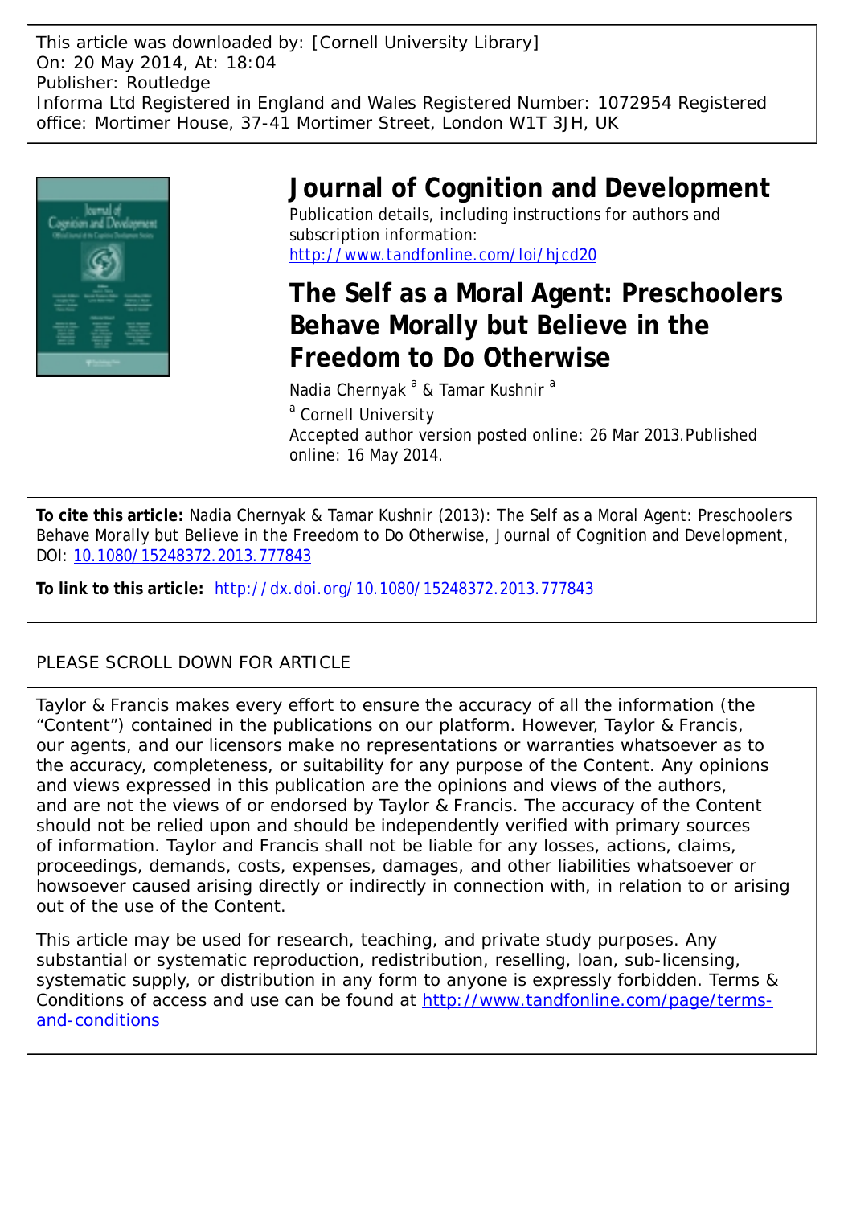This article was downloaded by: [Cornell University Library]
On: 20 May 2014, At: 18:04
Publisher: Routledge
Informa Ltd Registered in England and Wales Registered Number: 1072954 Registered office: Mortimer House, 37-41 Mortimer Street, London W1T 3JH, UK

# Journal of Cognition and Development

Publication details, including instructions for authors and subscription information:
http://www.tandfonline.com/loi/hjcd20

## The Self as a Moral Agent: Preschoolers Behave Morally but Believe in the Freedom to Do Otherwise

Nadia Chernyak [a] & Tamar Kushnir [a]

[a] Cornell University

Accepted author version posted online: 26 Mar 2013. Published online: 16 May 2014.

**To cite this article:** Nadia Chernyak & Tamar Kushnir (2013): The Self as a Moral Agent: Preschoolers Behave Morally but Believe in the Freedom to Do Otherwise, Journal of Cognition and Development, DOI: 10.1080/15248372.2013.777843

**To link to this article:** http://dx.doi.org/10.1080/15248372.2013.777843

PLEASE SCROLL DOWN FOR ARTICLE

Taylor & Francis makes every effort to ensure the accuracy of all the information (the "Content") contained in the publications on our platform. However, Taylor & Francis, our agents, and our licensors make no representations or warranties whatsoever as to the accuracy, completeness, or suitability for any purpose of the Content. Any opinions and views expressed in this publication are the opinions and views of the authors, and are not the views of or endorsed by Taylor & Francis. The accuracy of the Content should not be relied upon and should be independently verified with primary sources of information. Taylor and Francis shall not be liable for any losses, actions, claims, proceedings, demands, costs, expenses, damages, and other liabilities whatsoever or howsoever caused arising directly or indirectly in connection with, in relation to or arising out of the use of the Content.

This article may be used for research, teaching, and private study purposes. Any substantial or systematic reproduction, redistribution, reselling, loan, sub-licensing, systematic supply, or distribution in any form to anyone is expressly forbidden. Terms & Conditions of access and use can be found at http://www.tandfonline.com/page/terms-and-conditions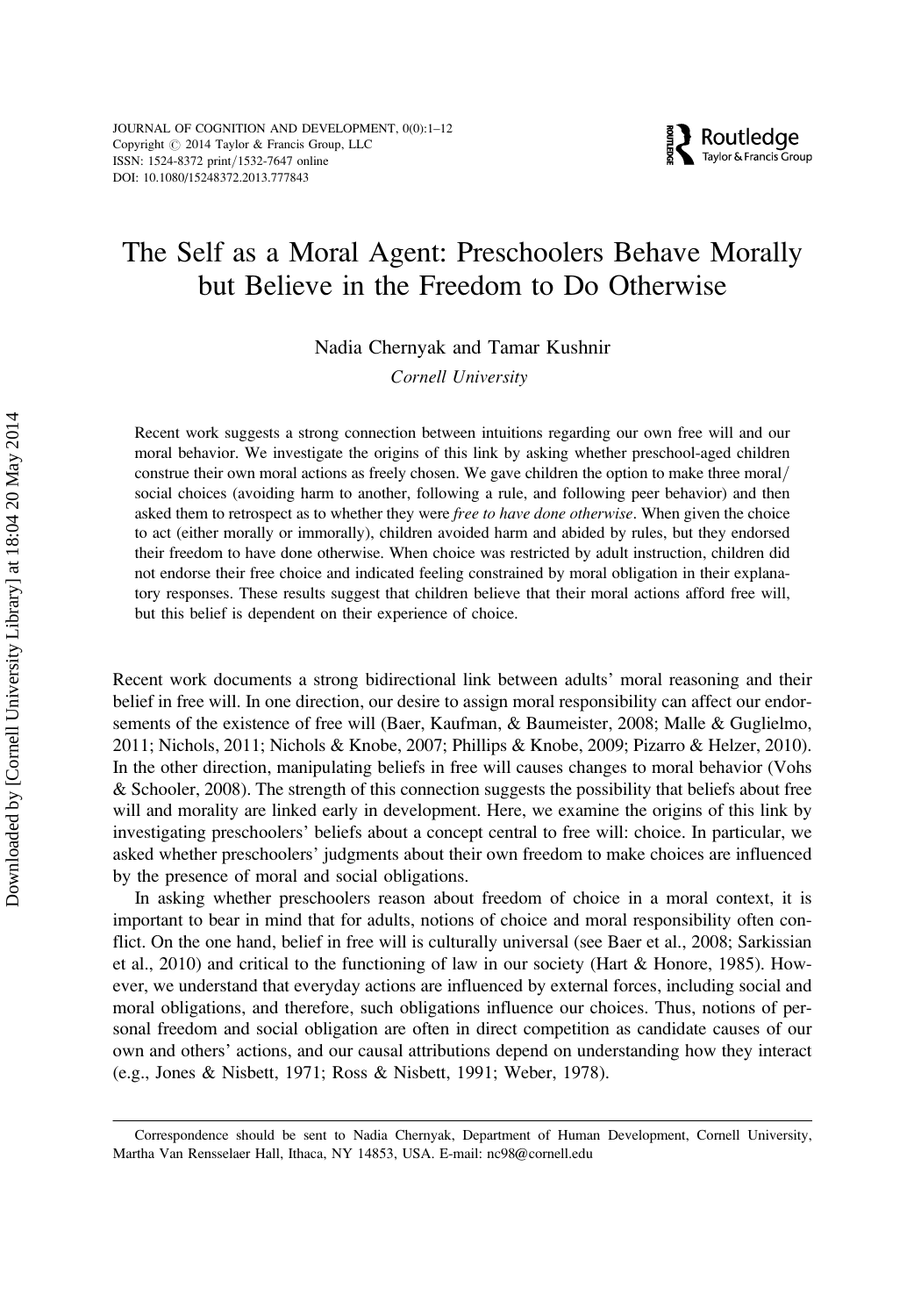# The Self as a Moral Agent: Preschoolers Behave Morally but Believe in the Freedom to Do Otherwise

Nadia Chernyak and Tamar Kushnir

*Cornell University*

Recent work suggests a strong connection between intuitions regarding our own free will and our moral behavior. We investigate the origins of this link by asking whether preschool-aged children construe their own moral actions as freely chosen. We gave children the option to make three moral/social choices (avoiding harm to another, following a rule, and following peer behavior) and then asked them to retrospect as to whether they were *free to have done otherwise*. When given the choice to act (either morally or immorally), children avoided harm and abided by rules, but they endorsed their freedom to have done otherwise. When choice was restricted by adult instruction, children did not endorse their free choice and indicated feeling constrained by moral obligation in their explanatory responses. These results suggest that children believe that their moral actions afford free will, but this belief is dependent on their experience of choice.

Recent work documents a strong bidirectional link between adults' moral reasoning and their belief in free will. In one direction, our desire to assign moral responsibility can affect our endorsements of the existence of free will (Baer, Kaufman, & Baumeister, 2008; Malle & Guglielmo, 2011; Nichols, 2011; Nichols & Knobe, 2007; Phillips & Knobe, 2009; Pizarro & Helzer, 2010). In the other direction, manipulating beliefs in free will causes changes to moral behavior (Vohs & Schooler, 2008). The strength of this connection suggests the possibility that beliefs about free will and morality are linked early in development. Here, we examine the origins of this link by investigating preschoolers' beliefs about a concept central to free will: choice. In particular, we asked whether preschoolers' judgments about their own freedom to make choices are influenced by the presence of moral and social obligations.

In asking whether preschoolers reason about freedom of choice in a moral context, it is important to bear in mind that for adults, notions of choice and moral responsibility often conflict. On the one hand, belief in free will is culturally universal (see Baer et al., 2008; Sarkissian et al., 2010) and critical to the functioning of law in our society (Hart & Honore, 1985). However, we understand that everyday actions are influenced by external forces, including social and moral obligations, and therefore, such obligations influence our choices. Thus, notions of personal freedom and social obligation are often in direct competition as candidate causes of our own and others' actions, and our causal attributions depend on understanding how they interact (e.g., Jones & Nisbett, 1971; Ross & Nisbett, 1991; Weber, 1978).

Correspondence should be sent to Nadia Chernyak, Department of Human Development, Cornell University, Martha Van Rensselaer Hall, Ithaca, NY 14853, USA. E-mail: nc98@cornell.edu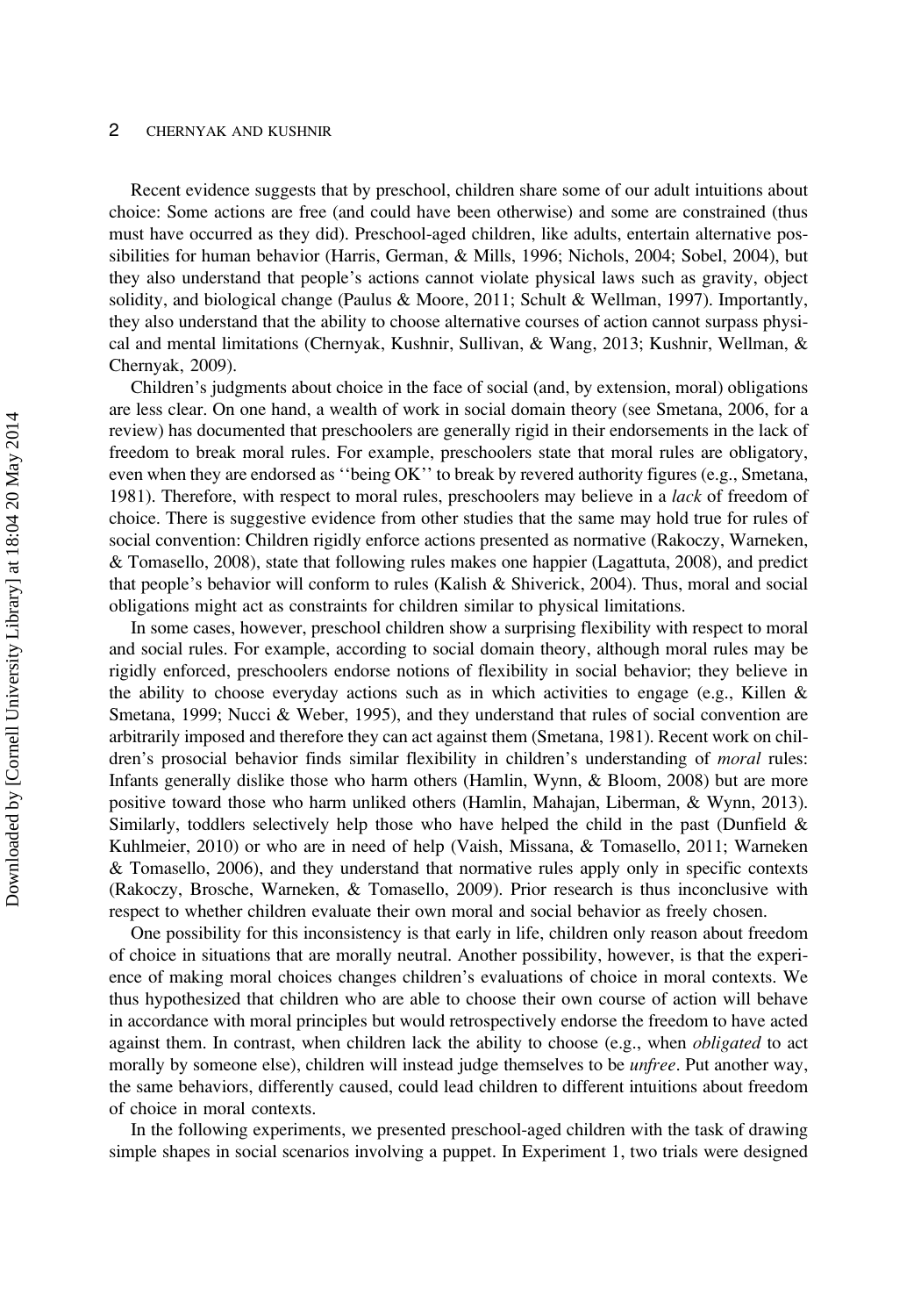Recent evidence suggests that by preschool, children share some of our adult intuitions about choice: Some actions are free (and could have been otherwise) and some are constrained (thus must have occurred as they did). Preschool-aged children, like adults, entertain alternative possibilities for human behavior (Harris, German, & Mills, 1996; Nichols, 2004; Sobel, 2004), but they also understand that people's actions cannot violate physical laws such as gravity, object solidity, and biological change (Paulus & Moore, 2011; Schult & Wellman, 1997). Importantly, they also understand that the ability to choose alternative courses of action cannot surpass physical and mental limitations (Chernyak, Kushnir, Sullivan, & Wang, 2013; Kushnir, Wellman, & Chernyak, 2009).

Children's judgments about choice in the face of social (and, by extension, moral) obligations are less clear. On one hand, a wealth of work in social domain theory (see Smetana, 2006, for a review) has documented that preschoolers are generally rigid in their endorsements in the lack of freedom to break moral rules. For example, preschoolers state that moral rules are obligatory, even when they are endorsed as ''being OK'' to break by revered authority figures (e.g., Smetana, 1981). Therefore, with respect to moral rules, preschoolers may believe in a *lack* of freedom of choice. There is suggestive evidence from other studies that the same may hold true for rules of social convention: Children rigidly enforce actions presented as normative (Rakoczy, Warneken, & Tomasello, 2008), state that following rules makes one happier (Lagattuta, 2008), and predict that people's behavior will conform to rules (Kalish & Shiverick, 2004). Thus, moral and social obligations might act as constraints for children similar to physical limitations.

In some cases, however, preschool children show a surprising flexibility with respect to moral and social rules. For example, according to social domain theory, although moral rules may be rigidly enforced, preschoolers endorse notions of flexibility in social behavior; they believe in the ability to choose everyday actions such as in which activities to engage (e.g., Killen & Smetana, 1999; Nucci & Weber, 1995), and they understand that rules of social convention are arbitrarily imposed and therefore they can act against them (Smetana, 1981). Recent work on children's prosocial behavior finds similar flexibility in children's understanding of *moral* rules: Infants generally dislike those who harm others (Hamlin, Wynn, & Bloom, 2008) but are more positive toward those who harm unliked others (Hamlin, Mahajan, Liberman, & Wynn, 2013). Similarly, toddlers selectively help those who have helped the child in the past (Dunfield & Kuhlmeier, 2010) or who are in need of help (Vaish, Missana, & Tomasello, 2011; Warneken & Tomasello, 2006), and they understand that normative rules apply only in specific contexts (Rakoczy, Brosche, Warneken, & Tomasello, 2009). Prior research is thus inconclusive with respect to whether children evaluate their own moral and social behavior as freely chosen.

One possibility for this inconsistency is that early in life, children only reason about freedom of choice in situations that are morally neutral. Another possibility, however, is that the experience of making moral choices changes children's evaluations of choice in moral contexts. We thus hypothesized that children who are able to choose their own course of action will behave in accordance with moral principles but would retrospectively endorse the freedom to have acted against them. In contrast, when children lack the ability to choose (e.g., when *obligated* to act morally by someone else), children will instead judge themselves to be *unfree*. Put another way, the same behaviors, differently caused, could lead children to different intuitions about freedom of choice in moral contexts.

In the following experiments, we presented preschool-aged children with the task of drawing simple shapes in social scenarios involving a puppet. In Experiment 1, two trials were designed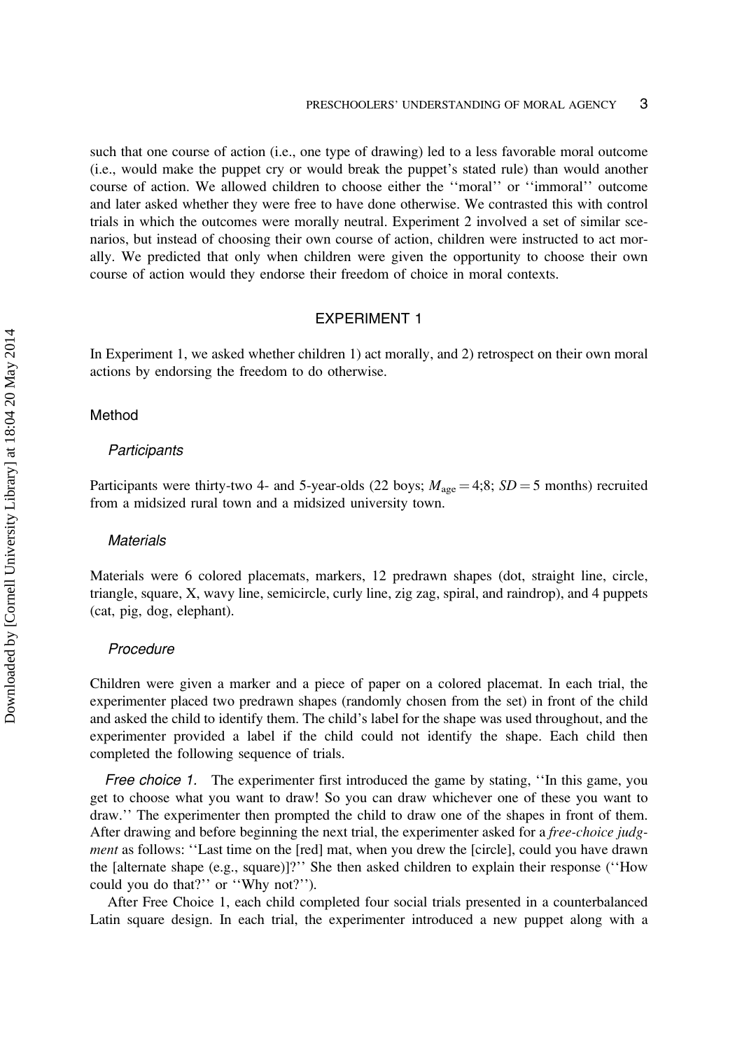such that one course of action (i.e., one type of drawing) led to a less favorable moral outcome (i.e., would make the puppet cry or would break the puppet's stated rule) than would another course of action. We allowed children to choose either the ''moral'' or ''immoral'' outcome and later asked whether they were free to have done otherwise. We contrasted this with control trials in which the outcomes were morally neutral. Experiment 2 involved a set of similar scenarios, but instead of choosing their own course of action, children were instructed to act morally. We predicted that only when children were given the opportunity to choose their own course of action would they endorse their freedom of choice in moral contexts.

## EXPERIMENT 1

In Experiment 1, we asked whether children 1) act morally, and 2) retrospect on their own moral actions by endorsing the freedom to do otherwise.

### Method

#### *Participants*

Participants were thirty-two 4- and 5-year-olds (22 boys; $M_{\text{age}} = 4;8$; $SD = 5$ months) recruited from a midsized rural town and a midsized university town.

#### *Materials*

Materials were 6 colored placemats, markers, 12 predrawn shapes (dot, straight line, circle, triangle, square, X, wavy line, semicircle, curly line, zig zag, spiral, and raindrop), and 4 puppets (cat, pig, dog, elephant).

#### *Procedure*

Children were given a marker and a piece of paper on a colored placemat. In each trial, the experimenter placed two predrawn shapes (randomly chosen from the set) in front of the child and asked the child to identify them. The child's label for the shape was used throughout, and the experimenter provided a label if the child could not identify the shape. Each child then completed the following sequence of trials.

*Free choice 1.* The experimenter first introduced the game by stating, ''In this game, you get to choose what you want to draw! So you can draw whichever one of these you want to draw.'' The experimenter then prompted the child to draw one of the shapes in front of them. After drawing and before beginning the next trial, the experimenter asked for a *free-choice judgment* as follows: ''Last time on the [red] mat, when you drew the [circle], could you have drawn the [alternate shape (e.g., square)]?'' She then asked children to explain their response (''How could you do that?'' or ''Why not?'').

After Free Choice 1, each child completed four social trials presented in a counterbalanced Latin square design. In each trial, the experimenter introduced a new puppet along with a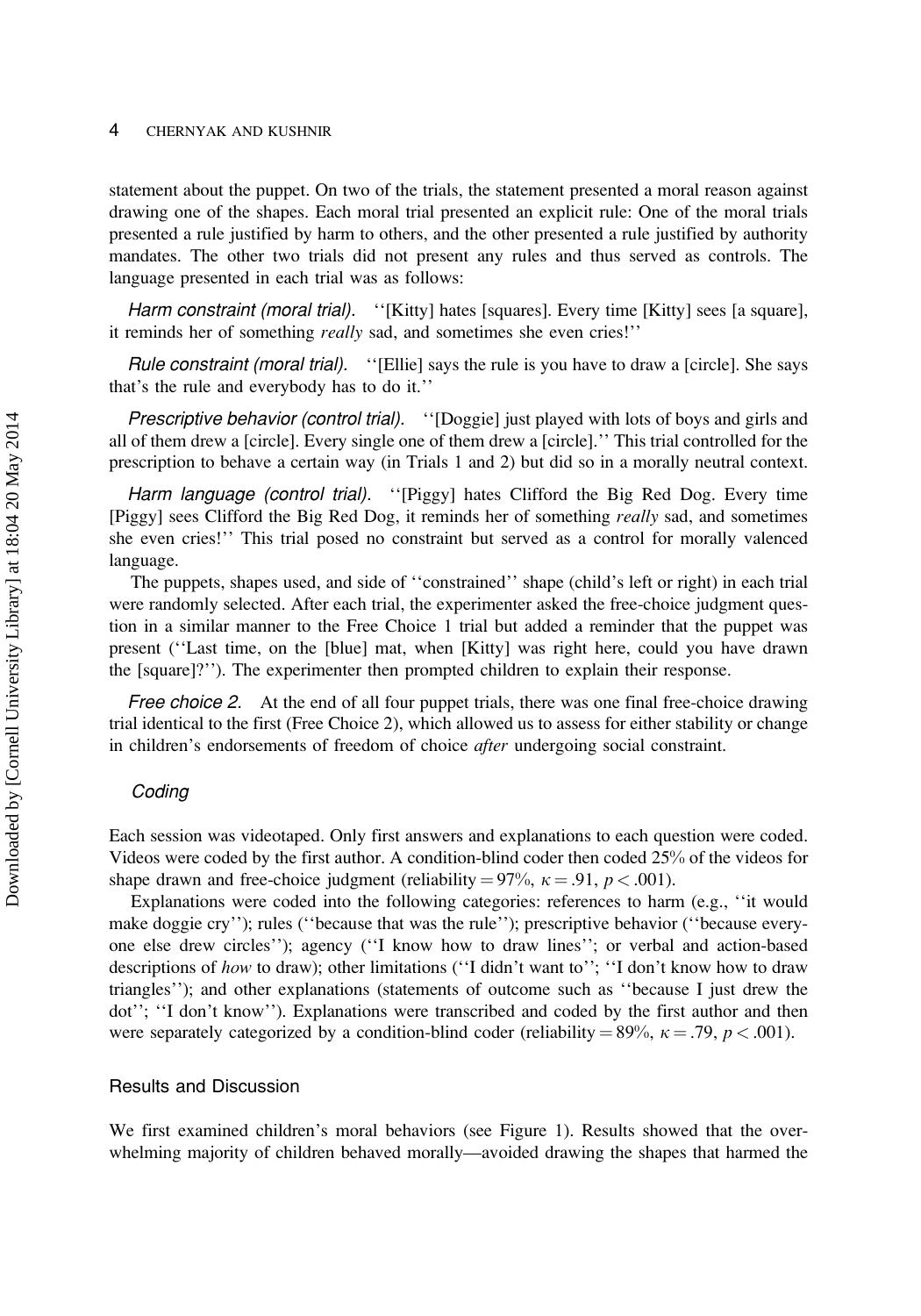statement about the puppet. On two of the trials, the statement presented a moral reason against drawing one of the shapes. Each moral trial presented an explicit rule: One of the moral trials presented a rule justified by harm to others, and the other presented a rule justified by authority mandates. The other two trials did not present any rules and thus served as controls. The language presented in each trial was as follows:

*Harm constraint (moral trial).* ''[Kitty] hates [squares]. Every time [Kitty] sees [a square], it reminds her of something *really* sad, and sometimes she even cries!''

*Rule constraint (moral trial).* ''[Ellie] says the rule is you have to draw a [circle]. She says that's the rule and everybody has to do it.''

*Prescriptive behavior (control trial).* ''[Doggie] just played with lots of boys and girls and all of them drew a [circle]. Every single one of them drew a [circle].'' This trial controlled for the prescription to behave a certain way (in Trials 1 and 2) but did so in a morally neutral context.

*Harm language (control trial).* ''[Piggy] hates Clifford the Big Red Dog. Every time [Piggy] sees Clifford the Big Red Dog, it reminds her of something *really* sad, and sometimes she even cries!'' This trial posed no constraint but served as a control for morally valenced language.

The puppets, shapes used, and side of ''constrained'' shape (child's left or right) in each trial were randomly selected. After each trial, the experimenter asked the free-choice judgment question in a similar manner to the Free Choice 1 trial but added a reminder that the puppet was present (''Last time, on the [blue] mat, when [Kitty] was right here, could you have drawn the [square]?''). The experimenter then prompted children to explain their response.

*Free choice 2.* At the end of all four puppet trials, there was one final free-choice drawing trial identical to the first (Free Choice 2), which allowed us to assess for either stability or change in children's endorsements of freedom of choice *after* undergoing social constraint.

### *Coding*

Each session was videotaped. Only first answers and explanations to each question were coded. Videos were coded by the first author. A condition-blind coder then coded 25% of the videos for shape drawn and free-choice judgment (reliability = 97%, $\kappa = .91$, $p < .001$).

Explanations were coded into the following categories: references to harm (e.g., ''it would make doggie cry''); rules (''because that was the rule''); prescriptive behavior (''because everyone else drew circles''); agency (''I know how to draw lines''; or verbal and action-based descriptions of *how* to draw); other limitations (''I didn't want to''; ''I don't know how to draw triangles''); and other explanations (statements of outcome such as ''because I just drew the dot''; ''I don't know''). Explanations were transcribed and coded by the first author and then were separately categorized by a condition-blind coder (reliability = 89%, $\kappa = .79$, $p < .001$).

## Results and Discussion

We first examined children's moral behaviors (see Figure 1). Results showed that the overwhelming majority of children behaved morally—avoided drawing the shapes that harmed the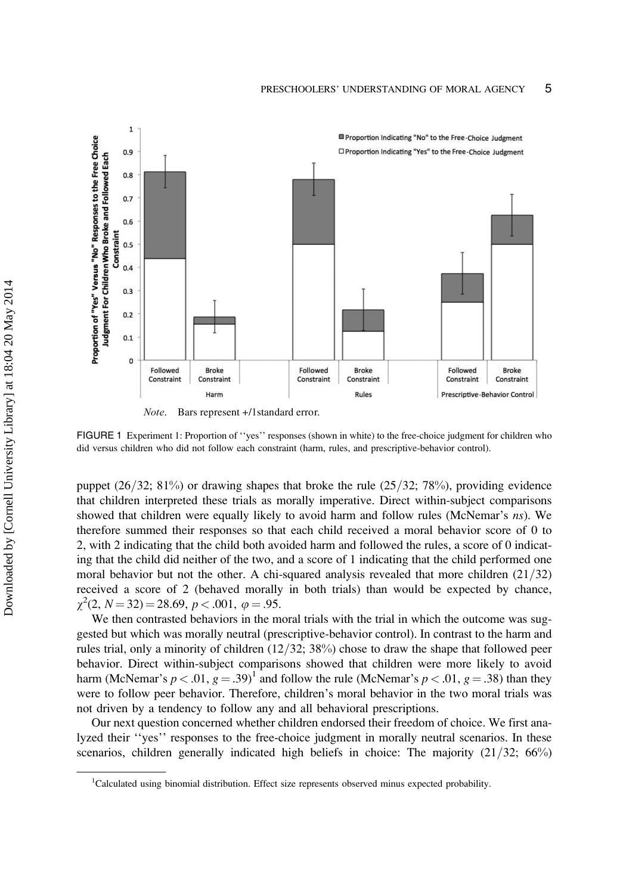*Note*. Bars represent +/1standard error.

FIGURE 1 Experiment 1: Proportion of ''yes'' responses (shown in white) to the free-choice judgment for children who did versus children who did not follow each constraint (harm, rules, and prescriptive-behavior control).

puppet (26/32; 81%) or drawing shapes that broke the rule (25/32; 78%), providing evidence that children interpreted these trials as morally imperative. Direct within-subject comparisons showed that children were equally likely to avoid harm and follow rules (McNemar's *ns*). We therefore summed their responses so that each child received a moral behavior score of 0 to 2, with 2 indicating that the child both avoided harm and followed the rules, a score of 0 indicating that the child did neither of the two, and a score of 1 indicating that the child performed one moral behavior but not the other. A chi-squared analysis revealed that more children (21/32) received a score of 2 (behaved morally in both trials) than would be expected by chance, $\chi^2(2, N = 32) = 28.69$, $p < .001$, $\varphi = .95$.

We then contrasted behaviors in the moral trials with the trial in which the outcome was suggested but which was morally neutral (prescriptive-behavior control). In contrast to the harm and rules trial, only a minority of children (12/32; 38%) chose to draw the shape that followed peer behavior. Direct within-subject comparisons showed that children were more likely to avoid harm (McNemar's $p < .01$, $g = .39$)[1] and follow the rule (McNemar's $p < .01$, $g = .38$) than they were to follow peer behavior. Therefore, children's moral behavior in the two moral trials was not driven by a tendency to follow any and all behavioral prescriptions.

Our next question concerned whether children endorsed their freedom of choice. We first analyzed their ''yes'' responses to the free-choice judgment in morally neutral scenarios. In these scenarios, children generally indicated high beliefs in choice: The majority (21/32; 66%)

[1]Calculated using binomial distribution. Effect size represents observed minus expected probability.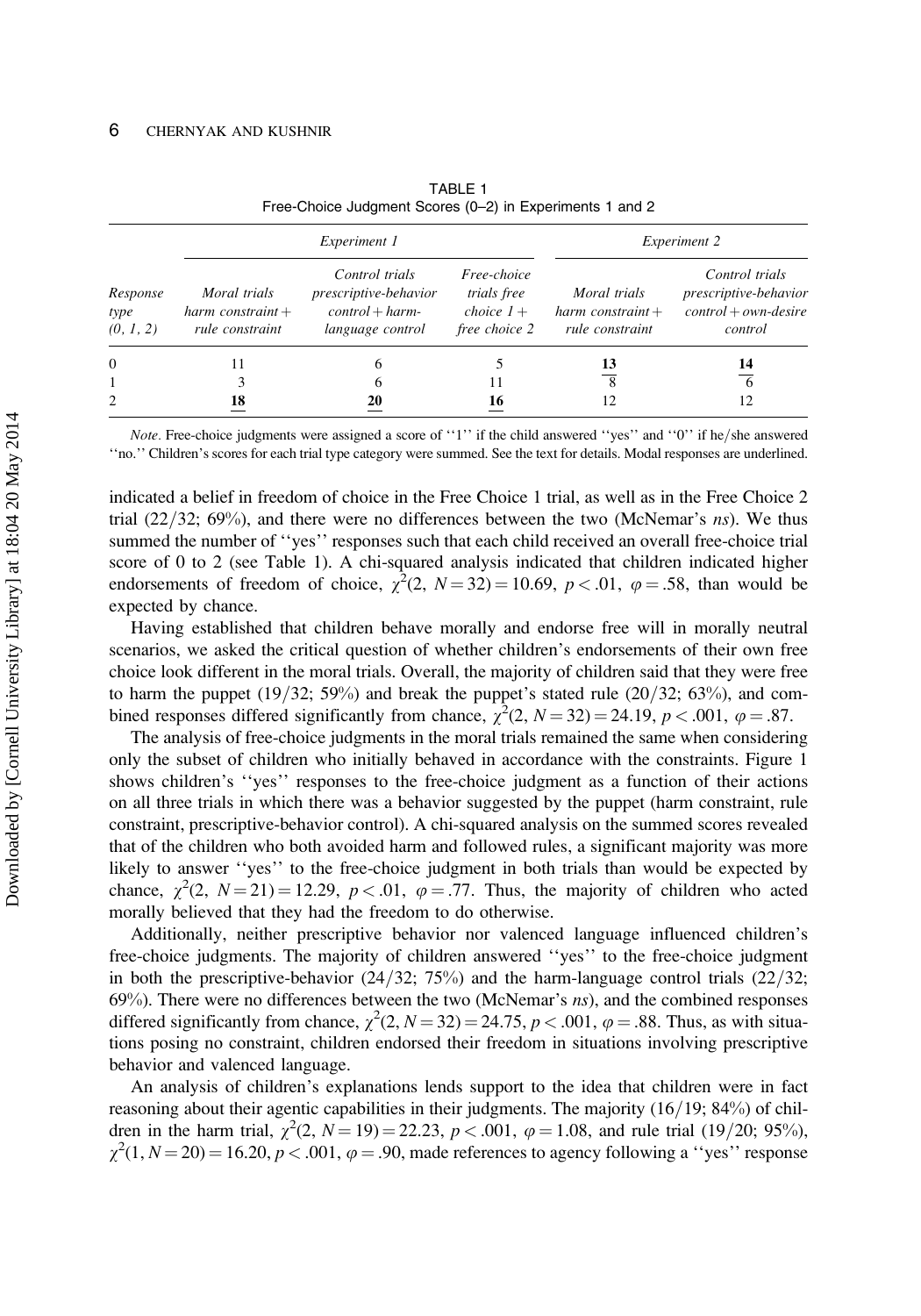TABLE 1
Free-Choice Judgment Scores (0–2) in Experiments 1 and 2

| Response type (0, 1, 2) | *Experiment 1* | | | *Experiment 2* | |
|---|---|---|---|---|---|
| | *Moral trials harm constraint + rule constraint* | *Control trials prescriptive-behavior control + harm-language control* | *Free-choice trials free choice 1 + free choice 2* | *Moral trials harm constraint + rule constraint* | *Control trials prescriptive-behavior control + own-desire control* |
| 0 | 11 | 6 | 5 | <u>13</u> | <u>14</u> |
| 1 | 3 | 6 | 11 | 8 | 6 |
| 2 | <u>18</u> | <u>20</u> | <u>16</u> | 12 | 12 |

*Note*. Free-choice judgments were assigned a score of ''1'' if the child answered ''yes'' and ''0'' if he/she answered ''no.'' Children's scores for each trial type category were summed. See the text for details. Modal responses are underlined.

indicated a belief in freedom of choice in the Free Choice 1 trial, as well as in the Free Choice 2 trial (22/32; 69%), and there were no differences between the two (McNemar's *ns*). We thus summed the number of ''yes'' responses such that each child received an overall free-choice trial score of 0 to 2 (see Table 1). A chi-squared analysis indicated that children indicated higher endorsements of freedom of choice, $\chi^2(2, N = 32) = 10.69$, $p < .01$, $\varphi = .58$, than would be expected by chance.

Having established that children behave morally and endorse free will in morally neutral scenarios, we asked the critical question of whether children's endorsements of their own free choice look different in the moral trials. Overall, the majority of children said that they were free to harm the puppet (19/32; 59%) and break the puppet's stated rule (20/32; 63%), and combined responses differed significantly from chance, $\chi^2(2, N = 32) = 24.19$, $p < .001$, $\varphi = .87$.

The analysis of free-choice judgments in the moral trials remained the same when considering only the subset of children who initially behaved in accordance with the constraints. Figure 1 shows children's ''yes'' responses to the free-choice judgment as a function of their actions on all three trials in which there was a behavior suggested by the puppet (harm constraint, rule constraint, prescriptive-behavior control). A chi-squared analysis on the summed scores revealed that of the children who both avoided harm and followed rules, a significant majority was more likely to answer ''yes'' to the free-choice judgment in both trials than would be expected by chance, $\chi^2(2, N = 21) = 12.29$, $p < .01$, $\varphi = .77$. Thus, the majority of children who acted morally believed that they had the freedom to do otherwise.

Additionally, neither prescriptive behavior nor valenced language influenced children's free-choice judgments. The majority of children answered ''yes'' to the free-choice judgment in both the prescriptive-behavior (24/32; 75%) and the harm-language control trials (22/32; 69%). There were no differences between the two (McNemar's *ns*), and the combined responses differed significantly from chance, $\chi^2(2, N = 32) = 24.75$, $p < .001$, $\varphi = .88$. Thus, as with situations posing no constraint, children endorsed their freedom in situations involving prescriptive behavior and valenced language.

An analysis of children's explanations lends support to the idea that children were in fact reasoning about their agentic capabilities in their judgments. The majority (16/19; 84%) of children in the harm trial, $\chi^2(2, N = 19) = 22.23$, $p < .001$, $\varphi = 1.08$, and rule trial (19/20; 95%), $\chi^2(1, N = 20) = 16.20$, $p < .001$, $\varphi = .90$, made references to agency following a ''yes'' response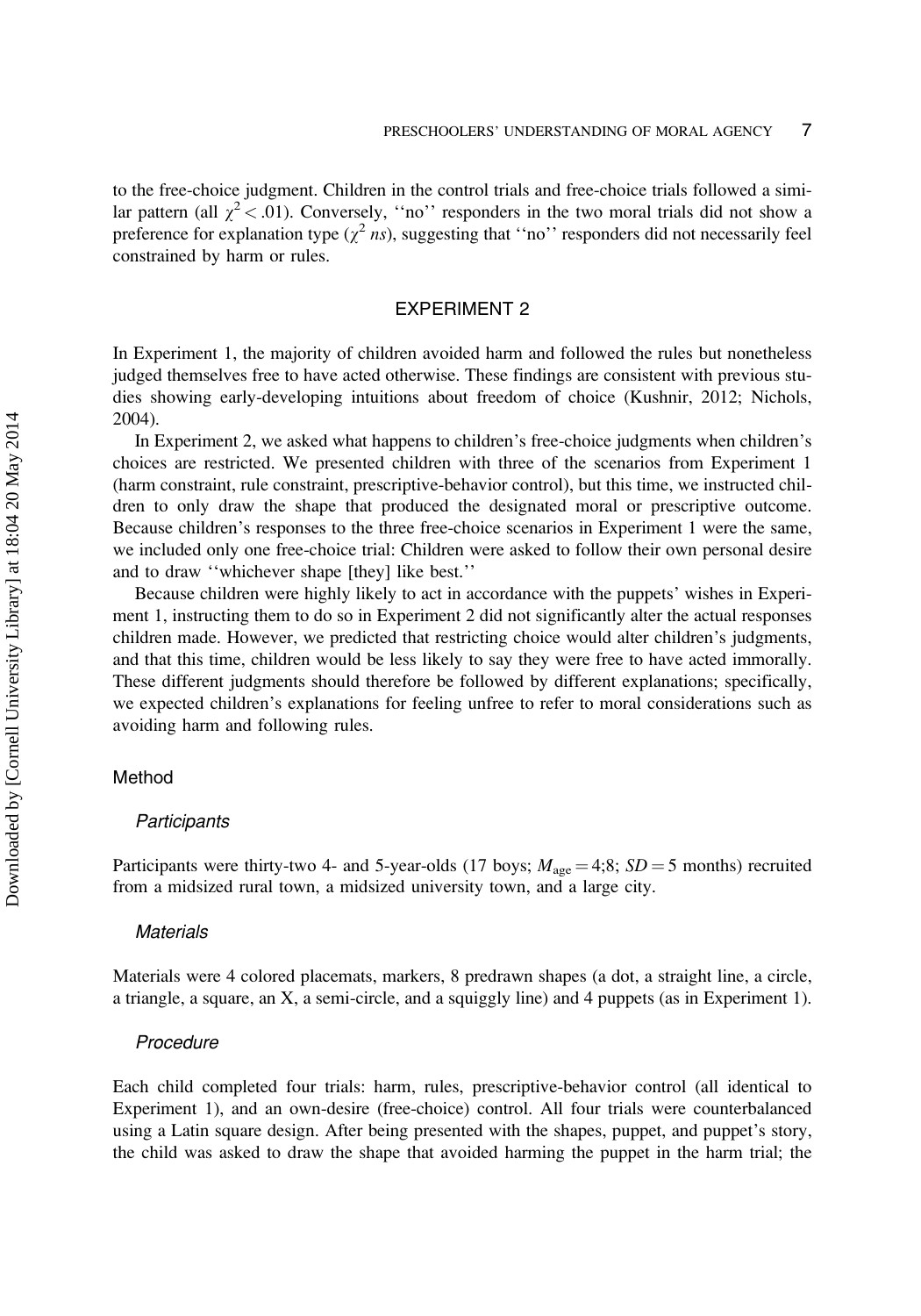to the free-choice judgment. Children in the control trials and free-choice trials followed a similar pattern (all $\chi^2 < .01$). Conversely, ''no'' responders in the two moral trials did not show a preference for explanation type ($\chi^2$ *ns*), suggesting that ''no'' responders did not necessarily feel constrained by harm or rules.

## EXPERIMENT 2

In Experiment 1, the majority of children avoided harm and followed the rules but nonetheless judged themselves free to have acted otherwise. These findings are consistent with previous studies showing early-developing intuitions about freedom of choice (Kushnir, 2012; Nichols, 2004).

In Experiment 2, we asked what happens to children's free-choice judgments when children's choices are restricted. We presented children with three of the scenarios from Experiment 1 (harm constraint, rule constraint, prescriptive-behavior control), but this time, we instructed children to only draw the shape that produced the designated moral or prescriptive outcome. Because children's responses to the three free-choice scenarios in Experiment 1 were the same, we included only one free-choice trial: Children were asked to follow their own personal desire and to draw ''whichever shape [they] like best.''

Because children were highly likely to act in accordance with the puppets' wishes in Experiment 1, instructing them to do so in Experiment 2 did not significantly alter the actual responses children made. However, we predicted that restricting choice would alter children's judgments, and that this time, children would be less likely to say they were free to have acted immorally. These different judgments should therefore be followed by different explanations; specifically, we expected children's explanations for feeling unfree to refer to moral considerations such as avoiding harm and following rules.

### Method

#### *Participants*

Participants were thirty-two 4- and 5-year-olds (17 boys; $M_{\text{age}} = 4;8$; $SD = 5$ months) recruited from a midsized rural town, a midsized university town, and a large city.

#### *Materials*

Materials were 4 colored placemats, markers, 8 predrawn shapes (a dot, a straight line, a circle, a triangle, a square, an X, a semi-circle, and a squiggly line) and 4 puppets (as in Experiment 1).

#### *Procedure*

Each child completed four trials: harm, rules, prescriptive-behavior control (all identical to Experiment 1), and an own-desire (free-choice) control. All four trials were counterbalanced using a Latin square design. After being presented with the shapes, puppet, and puppet's story, the child was asked to draw the shape that avoided harming the puppet in the harm trial; the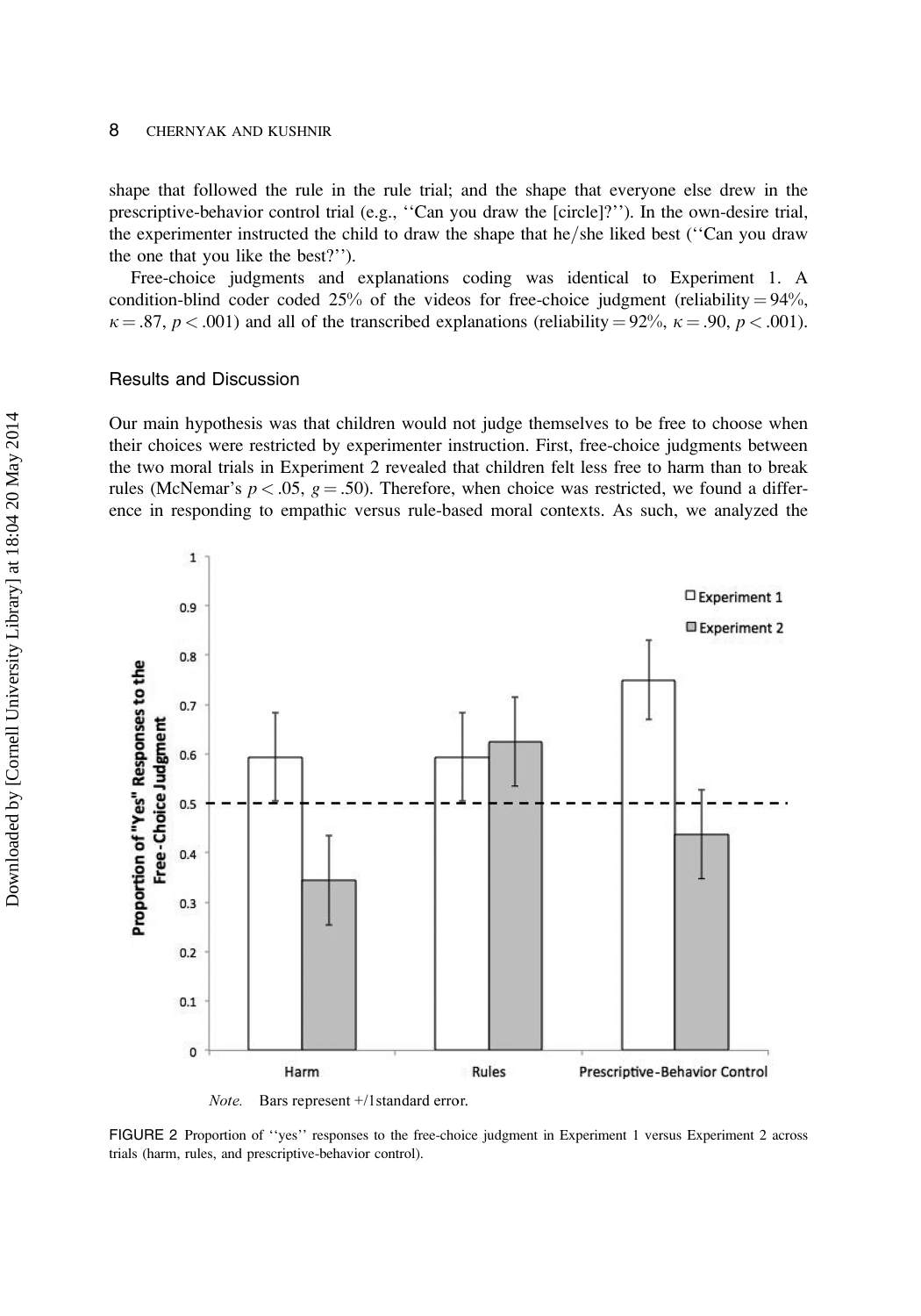shape that followed the rule in the rule trial; and the shape that everyone else drew in the prescriptive-behavior control trial (e.g., ''Can you draw the [circle]?''). In the own-desire trial, the experimenter instructed the child to draw the shape that he/she liked best (''Can you draw the one that you like the best?'').

Free-choice judgments and explanations coding was identical to Experiment 1. A condition-blind coder coded 25% of the videos for free-choice judgment (reliability = 94%, $\kappa = .87$, $p < .001$) and all of the transcribed explanations (reliability = 92%, $\kappa = .90$, $p < .001$).

## Results and Discussion

Our main hypothesis was that children would not judge themselves to be free to choose when their choices were restricted by experimenter instruction. First, free-choice judgments between the two moral trials in Experiment 2 revealed that children felt less free to harm than to break rules (McNemar's $p < .05$, $g = .50$). Therefore, when choice was restricted, we found a difference in responding to empathic versus rule-based moral contexts. As such, we analyzed the

*Note.* Bars represent +/1standard error.

FIGURE 2 Proportion of ''yes'' responses to the free-choice judgment in Experiment 1 versus Experiment 2 across trials (harm, rules, and prescriptive-behavior control).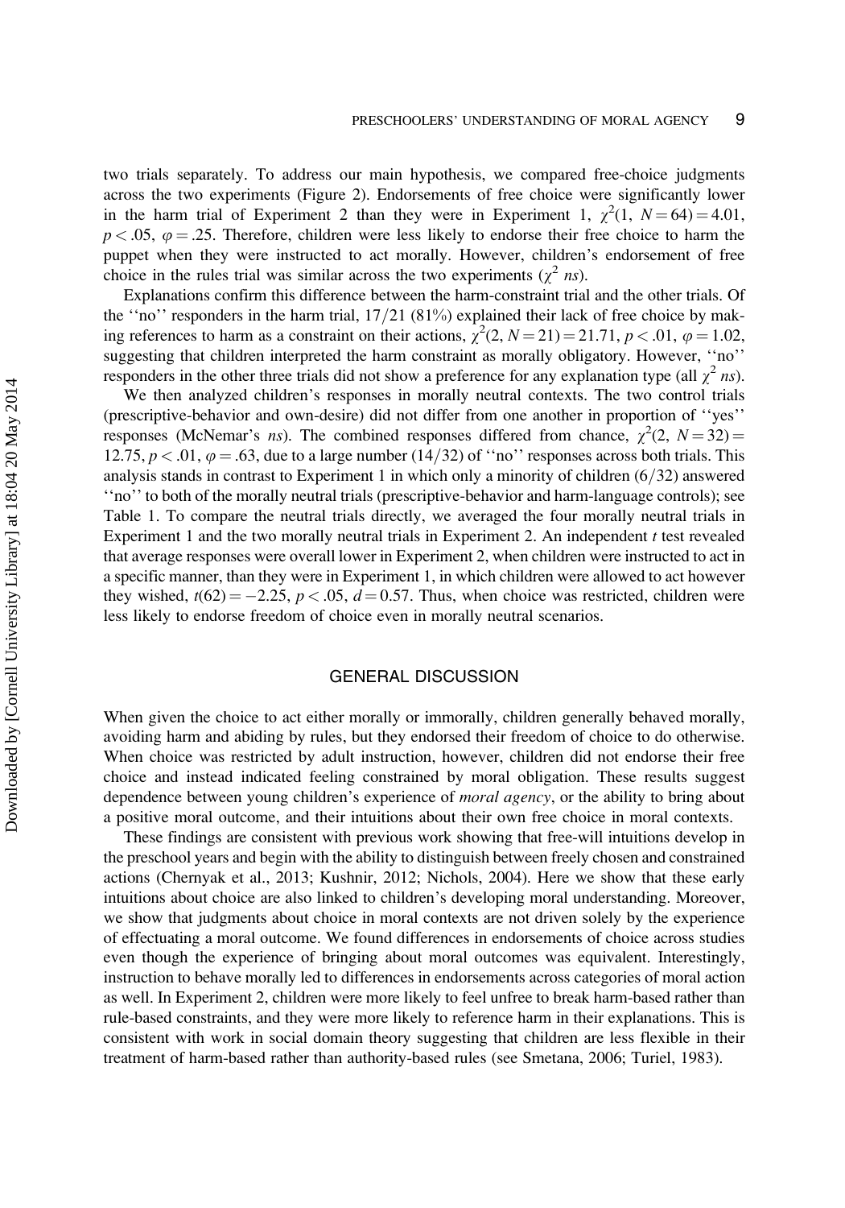two trials separately. To address our main hypothesis, we compared free-choice judgments across the two experiments (Figure 2). Endorsements of free choice were significantly lower in the harm trial of Experiment 2 than they were in Experiment 1, $\chi^2(1, N = 64) = 4.01$, $p < .05$, $\varphi = .25$. Therefore, children were less likely to endorse their free choice to harm the puppet when they were instructed to act morally. However, children's endorsement of free choice in the rules trial was similar across the two experiments ($\chi^2$ *ns*).

Explanations confirm this difference between the harm-constraint trial and the other trials. Of the ''no'' responders in the harm trial, 17/21 (81%) explained their lack of free choice by making references to harm as a constraint on their actions, $\chi^2(2, N = 21) = 21.71$, $p < .01$, $\varphi = 1.02$, suggesting that children interpreted the harm constraint as morally obligatory. However, ''no'' responders in the other three trials did not show a preference for any explanation type (all $\chi^2$ *ns*).

We then analyzed children's responses in morally neutral contexts. The two control trials (prescriptive-behavior and own-desire) did not differ from one another in proportion of ''yes'' responses (McNemar's *ns*). The combined responses differed from chance, $\chi^2(2, N = 32) = 12.75$, $p < .01$, $\varphi = .63$, due to a large number (14/32) of ''no'' responses across both trials. This analysis stands in contrast to Experiment 1 in which only a minority of children (6/32) answered ''no'' to both of the morally neutral trials (prescriptive-behavior and harm-language controls); see Table 1. To compare the neutral trials directly, we averaged the four morally neutral trials in Experiment 1 and the two morally neutral trials in Experiment 2. An independent *t* test revealed that average responses were overall lower in Experiment 2, when children were instructed to act in a specific manner, than they were in Experiment 1, in which children were allowed to act however they wished, $t(62) = -2.25$, $p < .05$, $d = 0.57$. Thus, when choice was restricted, children were less likely to endorse freedom of choice even in morally neutral scenarios.

## GENERAL DISCUSSION

When given the choice to act either morally or immorally, children generally behaved morally, avoiding harm and abiding by rules, but they endorsed their freedom of choice to do otherwise. When choice was restricted by adult instruction, however, children did not endorse their free choice and instead indicated feeling constrained by moral obligation. These results suggest dependence between young children's experience of *moral agency*, or the ability to bring about a positive moral outcome, and their intuitions about their own free choice in moral contexts.

These findings are consistent with previous work showing that free-will intuitions develop in the preschool years and begin with the ability to distinguish between freely chosen and constrained actions (Chernyak et al., 2013; Kushnir, 2012; Nichols, 2004). Here we show that these early intuitions about choice are also linked to children's developing moral understanding. Moreover, we show that judgments about choice in moral contexts are not driven solely by the experience of effectuating a moral outcome. We found differences in endorsements of choice across studies even though the experience of bringing about moral outcomes was equivalent. Interestingly, instruction to behave morally led to differences in endorsements across categories of moral action as well. In Experiment 2, children were more likely to feel unfree to break harm-based rather than rule-based constraints, and they were more likely to reference harm in their explanations. This is consistent with work in social domain theory suggesting that children are less flexible in their treatment of harm-based rather than authority-based rules (see Smetana, 2006; Turiel, 1983).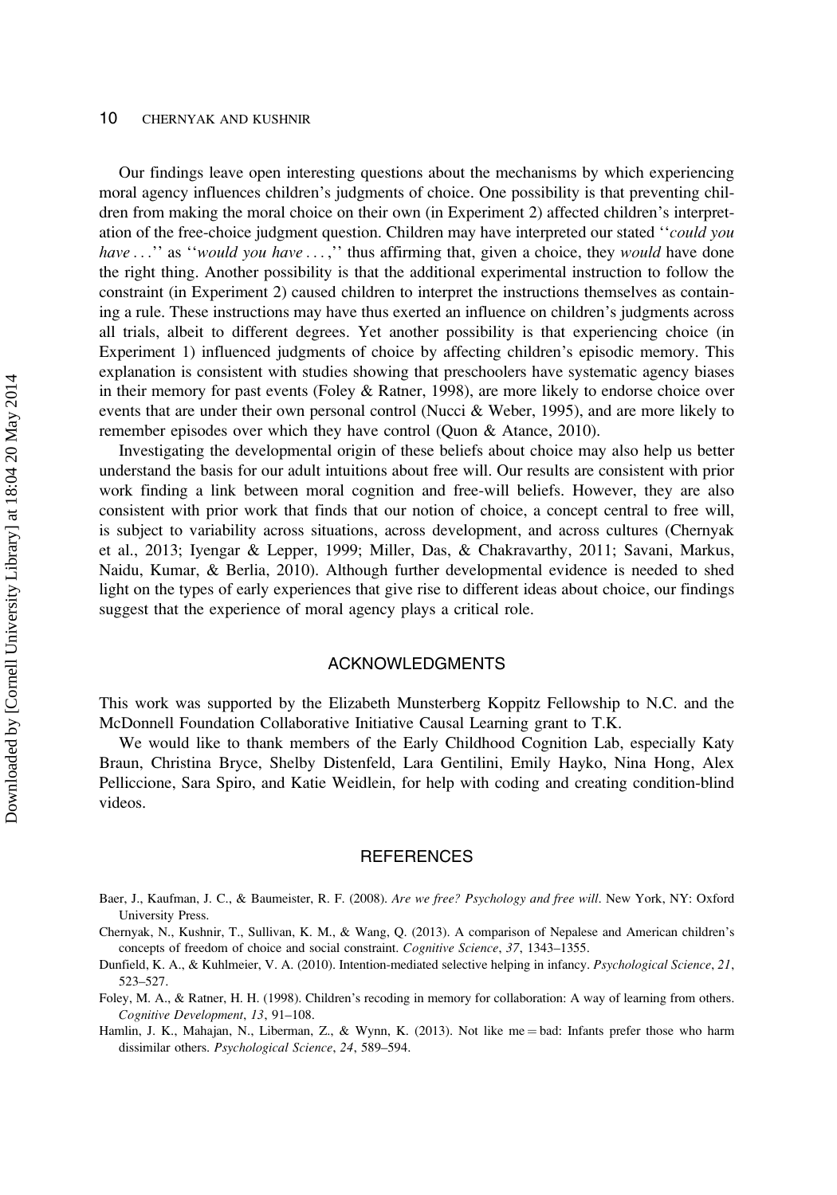Our findings leave open interesting questions about the mechanisms by which experiencing moral agency influences children's judgments of choice. One possibility is that preventing children from making the moral choice on their own (in Experiment 2) affected children's interpretation of the free-choice judgment question. Children may have interpreted our stated ''*could you have*...'' as ''*would you have*...,'' thus affirming that, given a choice, they *would* have done the right thing. Another possibility is that the additional experimental instruction to follow the constraint (in Experiment 2) caused children to interpret the instructions themselves as containing a rule. These instructions may have thus exerted an influence on children's judgments across all trials, albeit to different degrees. Yet another possibility is that experiencing choice (in Experiment 1) influenced judgments of choice by affecting children's episodic memory. This explanation is consistent with studies showing that preschoolers have systematic agency biases in their memory for past events (Foley & Ratner, 1998), are more likely to endorse choice over events that are under their own personal control (Nucci & Weber, 1995), and are more likely to remember episodes over which they have control (Quon & Atance, 2010).

Investigating the developmental origin of these beliefs about choice may also help us better understand the basis for our adult intuitions about free will. Our results are consistent with prior work finding a link between moral cognition and free-will beliefs. However, they are also consistent with prior work that finds that our notion of choice, a concept central to free will, is subject to variability across situations, across development, and across cultures (Chernyak et al., 2013; Iyengar & Lepper, 1999; Miller, Das, & Chakravarthy, 2011; Savani, Markus, Naidu, Kumar, & Berlia, 2010). Although further developmental evidence is needed to shed light on the types of early experiences that give rise to different ideas about choice, our findings suggest that the experience of moral agency plays a critical role.

## ACKNOWLEDGMENTS

This work was supported by the Elizabeth Munsterberg Koppitz Fellowship to N.C. and the McDonnell Foundation Collaborative Initiative Causal Learning grant to T.K.

We would like to thank members of the Early Childhood Cognition Lab, especially Katy Braun, Christina Bryce, Shelby Distenfeld, Lara Gentilini, Emily Hayko, Nina Hong, Alex Pelliccione, Sara Spiro, and Katie Weidlein, for help with coding and creating condition-blind videos.

## REFERENCES

Baer, J., Kaufman, J. C., & Baumeister, R. F. (2008). *Are we free? Psychology and free will*. New York, NY: Oxford University Press.

Chernyak, N., Kushnir, T., Sullivan, K. M., & Wang, Q. (2013). A comparison of Nepalese and American children's concepts of freedom of choice and social constraint. *Cognitive Science*, *37*, 1343–1355.

Dunfield, K. A., & Kuhlmeier, V. A. (2010). Intention-mediated selective helping in infancy. *Psychological Science*, *21*, 523–527.

Foley, M. A., & Ratner, H. H. (1998). Children's recoding in memory for collaboration: A way of learning from others. *Cognitive Development*, *13*, 91–108.

Hamlin, J. K., Mahajan, N., Liberman, Z., & Wynn, K. (2013). Not like me = bad: Infants prefer those who harm dissimilar others. *Psychological Science*, *24*, 589–594.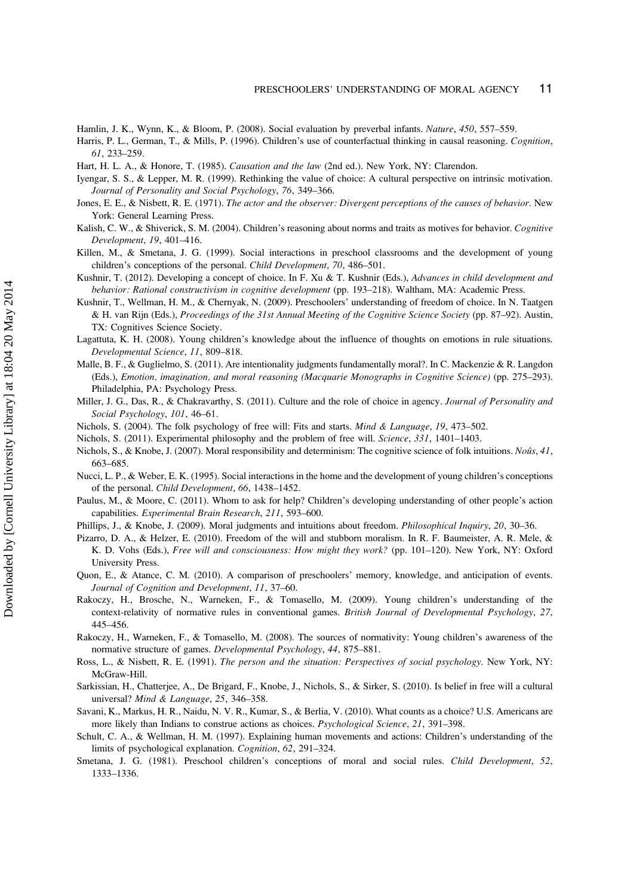Hamlin, J. K., Wynn, K., & Bloom, P. (2008). Social evaluation by preverbal infants. *Nature*, *450*, 557–559.

Harris, P. L., German, T., & Mills, P. (1996). Children's use of counterfactual thinking in causal reasoning. *Cognition*, *61*, 233–259.

Hart, H. L. A., & Honore, T. (1985). *Causation and the law* (2nd ed.). New York, NY: Clarendon.

Iyengar, S. S., & Lepper, M. R. (1999). Rethinking the value of choice: A cultural perspective on intrinsic motivation. *Journal of Personality and Social Psychology*, *76*, 349–366.

Jones, E. E., & Nisbett, R. E. (1971). *The actor and the observer: Divergent perceptions of the causes of behavior*. New York: General Learning Press.

Kalish, C. W., & Shiverick, S. M. (2004). Children's reasoning about norms and traits as motives for behavior. *Cognitive Development*, *19*, 401–416.

Killen, M., & Smetana, J. G. (1999). Social interactions in preschool classrooms and the development of young children's conceptions of the personal. *Child Development*, *70*, 486–501.

Kushnir, T. (2012). Developing a concept of choice. In F. Xu & T. Kushnir (Eds.), *Advances in child development and behavior: Rational constructivism in cognitive development* (pp. 193–218). Waltham, MA: Academic Press.

Kushnir, T., Wellman, H. M., & Chernyak, N. (2009). Preschoolers' understanding of freedom of choice. In N. Taatgen & H. van Rijn (Eds.), *Proceedings of the 31st Annual Meeting of the Cognitive Science Society* (pp. 87–92). Austin, TX: Cognitives Science Society.

Lagattuta, K. H. (2008). Young children's knowledge about the influence of thoughts on emotions in rule situations. *Developmental Science*, *11*, 809–818.

Malle, B. F., & Guglielmo, S. (2011). Are intentionality judgments fundamentally moral?. In C. Mackenzie & R. Langdon (Eds.), *Emotion, imagination, and moral reasoning (Macquarie Monographs in Cognitive Science)* (pp. 275–293). Philadelphia, PA: Psychology Press.

Miller, J. G., Das, R., & Chakravarthy, S. (2011). Culture and the role of choice in agency. *Journal of Personality and Social Psychology*, *101*, 46–61.

Nichols, S. (2004). The folk psychology of free will: Fits and starts. *Mind & Language*, *19*, 473–502.

Nichols, S. (2011). Experimental philosophy and the problem of free will. *Science*, *331*, 1401–1403.

Nichols, S., & Knobe, J. (2007). Moral responsibility and determinism: The cognitive science of folk intuitions. *Noûs*, *41*, 663–685.

Nucci, L. P., & Weber, E. K. (1995). Social interactions in the home and the development of young children's conceptions of the personal. *Child Development*, *66*, 1438–1452.

Paulus, M., & Moore, C. (2011). Whom to ask for help? Children's developing understanding of other people's action capabilities. *Experimental Brain Research*, *211*, 593–600.

Phillips, J., & Knobe, J. (2009). Moral judgments and intuitions about freedom. *Philosophical Inquiry*, *20*, 30–36.

Pizarro, D. A., & Helzer, E. (2010). Freedom of the will and stubborn moralism. In R. F. Baumeister, A. R. Mele, & K. D. Vohs (Eds.), *Free will and consciousness: How might they work?* (pp. 101–120). New York, NY: Oxford University Press.

Quon, E., & Atance, C. M. (2010). A comparison of preschoolers' memory, knowledge, and anticipation of events. *Journal of Cognition and Development*, *11*, 37–60.

Rakoczy, H., Brosche, N., Warneken, F., & Tomasello, M. (2009). Young children's understanding of the context-relativity of normative rules in conventional games. *British Journal of Developmental Psychology*, *27*, 445–456.

Rakoczy, H., Warneken, F., & Tomasello, M. (2008). The sources of normativity: Young children's awareness of the normative structure of games. *Developmental Psychology*, *44*, 875–881.

Ross, L., & Nisbett, R. E. (1991). *The person and the situation: Perspectives of social psychology*. New York, NY: McGraw-Hill.

Sarkissian, H., Chatterjee, A., De Brigard, F., Knobe, J., Nichols, S., & Sirker, S. (2010). Is belief in free will a cultural universal? *Mind & Language*, *25*, 346–358.

Savani, K., Markus, H. R., Naidu, N. V. R., Kumar, S., & Berlia, V. (2010). What counts as a choice? U.S. Americans are more likely than Indians to construe actions as choices. *Psychological Science*, *21*, 391–398.

Schult, C. A., & Wellman, H. M. (1997). Explaining human movements and actions: Children's understanding of the limits of psychological explanation. *Cognition*, *62*, 291–324.

Smetana, J. G. (1981). Preschool children's conceptions of moral and social rules. *Child Development*, *52*, 1333–1336.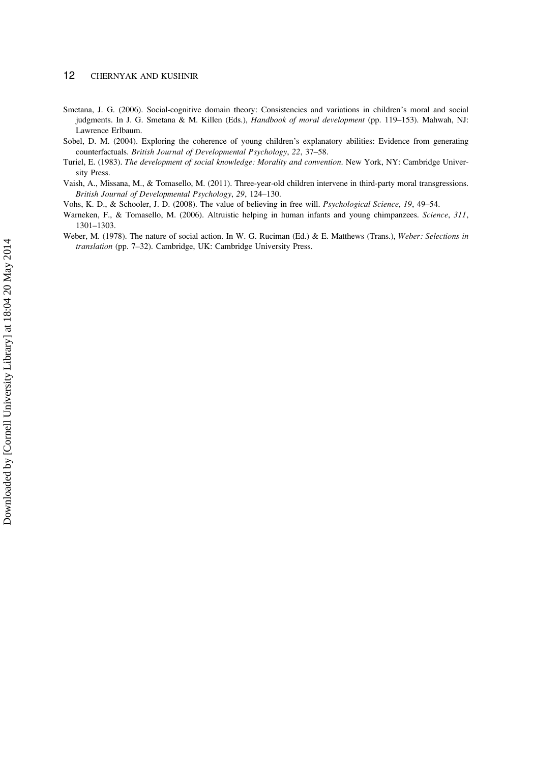Smetana, J. G. (2006). Social-cognitive domain theory: Consistencies and variations in children's moral and social judgments. In J. G. Smetana & M. Killen (Eds.), *Handbook of moral development* (pp. 119–153). Mahwah, NJ: Lawrence Erlbaum.

Sobel, D. M. (2004). Exploring the coherence of young children's explanatory abilities: Evidence from generating counterfactuals. *British Journal of Developmental Psychology*, *22*, 37–58.

Turiel, E. (1983). *The development of social knowledge: Morality and convention*. New York, NY: Cambridge University Press.

Vaish, A., Missana, M., & Tomasello, M. (2011). Three-year-old children intervene in third-party moral transgressions. *British Journal of Developmental Psychology*, *29*, 124–130.

Vohs, K. D., & Schooler, J. D. (2008). The value of believing in free will. *Psychological Science*, *19*, 49–54.

Warneken, F., & Tomasello, M. (2006). Altruistic helping in human infants and young chimpanzees. *Science*, *311*, 1301–1303.

Weber, M. (1978). The nature of social action. In W. G. Ruciman (Ed.) & E. Matthews (Trans.), *Weber: Selections in translation* (pp. 7–32). Cambridge, UK: Cambridge University Press.